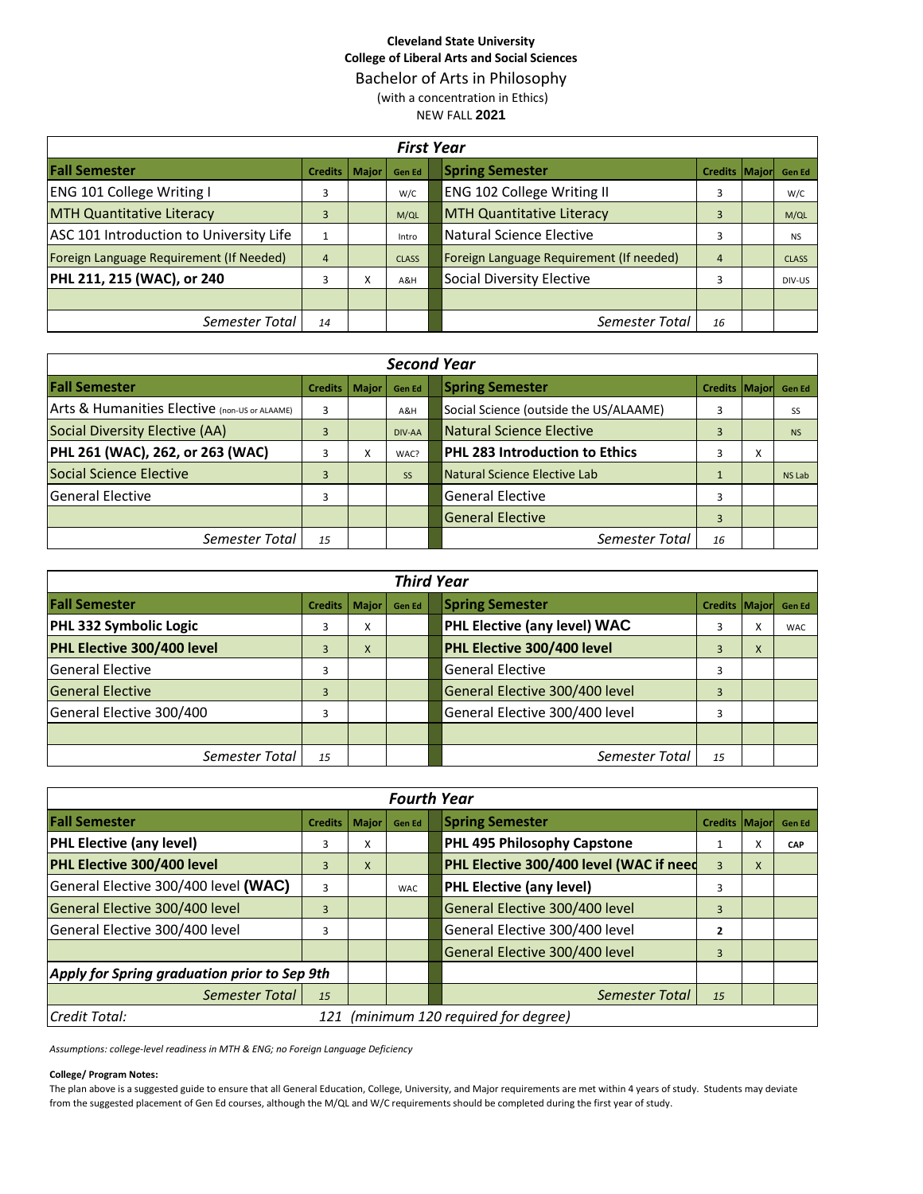**Cleveland State University**
**College of Liberal Arts and Social Sciences**

# Bachelor of Arts in Philosophy

(with a concentration in Ethics)

NEW FALL **2021**

## First Year

| Fall Semester | Credits | Major | Gen Ed | Spring Semester | Credits | Major | Gen Ed |
|---|---|---|---|---|---|---|---|
| ENG 101 College Writing I | 3 | | W/C | ENG 102 College Writing II | 3 | | W/C |
| MTH Quantitative Literacy | 3 | | M/QL | MTH Quantitative Literacy | 3 | | M/QL |
| ASC 101 Introduction to University Life | 1 | | Intro | Natural Science Elective | 3 | | NS |
| Foreign Language Requirement (If Needed) | 4 | | CLASS | Foreign Language Requirement (If needed) | 4 | | CLASS |
| **PHL 211, 215 (WAC), or 240** | 3 | X | A&H | Social Diversity Elective | 3 | | DIV-US |
| | | | | | | | |
| *Semester Total* | *14* | | | *Semester Total* | *16* | | |

## Second Year

| Fall Semester | Credits | Major | Gen Ed | Spring Semester | Credits | Major | Gen Ed |
|---|---|---|---|---|---|---|---|
| Arts & Humanities Elective (non-US or ALAAME) | 3 | | A&H | Social Science (outside the US/ALAAME) | 3 | | SS |
| Social Diversity Elective (AA) | 3 | | DIV-AA | Natural Science Elective | 3 | | NS |
| **PHL 261 (WAC), 262, or 263 (WAC)** | 3 | X | WAC? | **PHL 283 Introduction to Ethics** | 3 | X | |
| Social Science Elective | 3 | | SS | Natural Science Elective Lab | 1 | | NS Lab |
| General Elective | 3 | | | General Elective | 3 | | |
| | | | | General Elective | 3 | | |
| *Semester Total* | *15* | | | *Semester Total* | *16* | | |

## Third Year

| Fall Semester | Credits | Major | Gen Ed | Spring Semester | Credits | Major | Gen Ed |
|---|---|---|---|---|---|---|---|
| **PHL 332 Symbolic Logic** | 3 | X | | **PHL Elective (any level) WAC** | 3 | X | WAC |
| **PHL Elective 300/400 level** | 3 | X | | **PHL Elective 300/400 level** | 3 | X | |
| General Elective | 3 | | | General Elective | 3 | | |
| General Elective | 3 | | | General Elective 300/400 level | 3 | | |
| General Elective 300/400 | 3 | | | General Elective 300/400 level | 3 | | |
| | | | | | | | |
| *Semester Total* | *15* | | | *Semester Total* | *15* | | |

## Fourth Year

| Fall Semester | Credits | Major | Gen Ed | Spring Semester | Credits | Major | Gen Ed |
|---|---|---|---|---|---|---|---|
| **PHL Elective (any level)** | 3 | X | | **PHL 495 Philosophy Capstone** | 1 | X | **CAP** |
| **PHL Elective 300/400 level** | 3 | X | | **PHL Elective 300/400 level (WAC if need** | 3 | X | |
| General Elective 300/400 level **(WAC)** | 3 | | WAC | **PHL Elective (any level)** | 3 | | |
| General Elective 300/400 level | 3 | | | General Elective 300/400 level | 3 | | |
| General Elective 300/400 level | 3 | | | General Elective 300/400 level | **2** | | |
| | | | | General Elective 300/400 level | 3 | | |
| ***Apply for Spring graduation prior to Sep 9th*** | | | | | | | |
| *Semester Total* | *15* | | | *Semester Total* | *15* | | |
| *Credit Total:* | *121* | *(minimum 120 required for degree)* | | | | | |

*Assumptions: college-level readiness in MTH & ENG; no Foreign Language Deficiency*

**College/ Program Notes:**

The plan above is a suggested guide to ensure that all General Education, College, University, and Major requirements are met within 4 years of study. Students may deviate from the suggested placement of Gen Ed courses, although the M/QL and W/C requirements should be completed during the first year of study.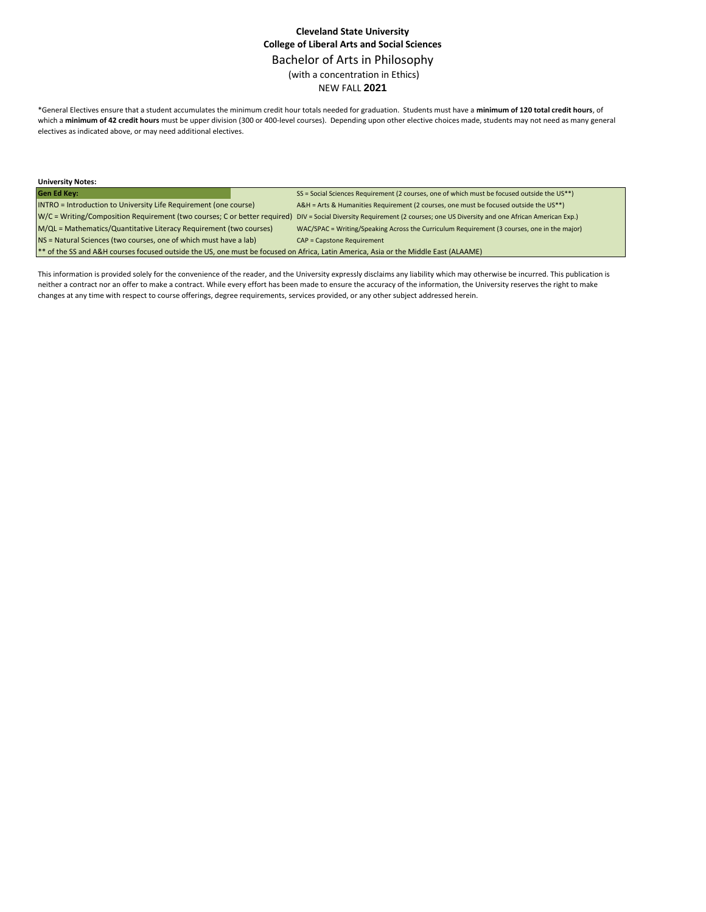**Cleveland State University**
**College of Liberal Arts and Social Sciences**
Bachelor of Arts in Philosophy
(with a concentration in Ethics)
NEW FALL **2021**

*General Electives ensure that a student accumulates the minimum credit hour totals needed for graduation. Students must have a **minimum of 120 total credit hours**, of which a **minimum of 42 credit hours** must be upper division (300 or 400-level courses). Depending upon other elective choices made, students may not need as many general electives as indicated above, or may need additional electives.

**University Notes:**

| **Gen Ed Key:** | SS = Social Sciences Requirement (2 courses, one of which must be focused outside the US**) |
|---|---|
| INTRO = Introduction to University Life Requirement (one course) | A&H = Arts & Humanities Requirement (2 courses, one must be focused outside the US**) |
| W/C = Writing/Composition Requirement (two courses; C or better required) | DIV = Social Diversity Requirement (2 courses; one US Diversity and one African American Exp.) |
| M/QL = Mathematics/Quantitative Literacy Requirement (two courses) | WAC/SPAC = Writing/Speaking Across the Curriculum Requirement (3 courses, one in the major) |
| NS = Natural Sciences (two courses, one of which must have a lab) | CAP = Capstone Requirement |
| ** of the SS and A&H courses focused outside the US, one must be focused on Africa, Latin America, Asia or the Middle East (ALAAME) | |

This information is provided solely for the convenience of the reader, and the University expressly disclaims any liability which may otherwise be incurred. This publication is neither a contract nor an offer to make a contract. While every effort has been made to ensure the accuracy of the information, the University reserves the right to make changes at any time with respect to course offerings, degree requirements, services provided, or any other subject addressed herein.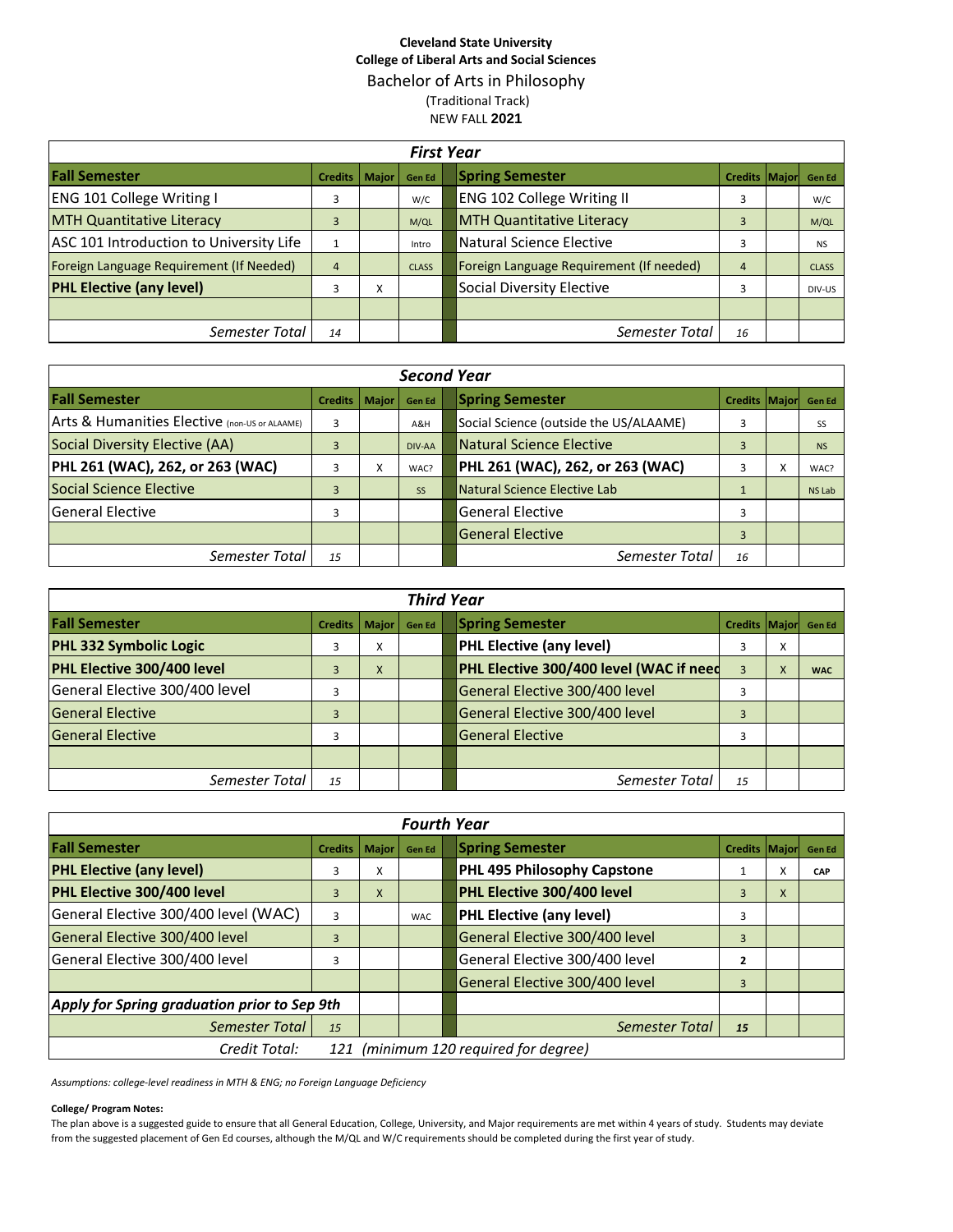**Cleveland State University**
**College of Liberal Arts and Social Sciences**

# Bachelor of Arts in Philosophy

(Traditional Track)
NEW FALL **2021**

| *First Year* | | | | | | | |
|---|---|---|---|---|---|---|---|
| **Fall Semester** | **Credits** | **Major** | **Gen Ed** | **Spring Semester** | **Credits** | **Major** | **Gen Ed** |
| ENG 101 College Writing I | 3 | | W/C | ENG 102 College Writing II | 3 | | W/C |
| MTH Quantitative Literacy | 3 | | M/QL | MTH Quantitative Literacy | 3 | | M/QL |
| ASC 101 Introduction to University Life | 1 | | Intro | Natural Science Elective | 3 | | NS |
| Foreign Language Requirement (If Needed) | 4 | | CLASS | Foreign Language Requirement (If needed) | 4 | | CLASS |
| **PHL Elective (any level)** | 3 | X | | Social Diversity Elective | 3 | | DIV-US |
| | | | | | | | |
| *Semester Total* | *14* | | | *Semester Total* | *16* | | |

| *Second Year* | | | | | | | |
|---|---|---|---|---|---|---|---|
| **Fall Semester** | **Credits** | **Major** | **Gen Ed** | **Spring Semester** | **Credits** | **Major** | **Gen Ed** |
| Arts & Humanities Elective (non-US or ALAAME) | 3 | | A&H | Social Science (outside the US/ALAAME) | 3 | | SS |
| Social Diversity Elective (AA) | 3 | | DIV-AA | Natural Science Elective | 3 | | NS |
| **PHL 261 (WAC), 262, or 263 (WAC)** | 3 | X | WAC? | **PHL 261 (WAC), 262, or 263 (WAC)** | 3 | X | WAC? |
| Social Science Elective | 3 | | SS | Natural Science Elective Lab | 1 | | NS Lab |
| General Elective | 3 | | | General Elective | 3 | | |
| | | | | General Elective | 3 | | |
| *Semester Total* | *15* | | | *Semester Total* | *16* | | |

| *Third Year* | | | | | | | |
|---|---|---|---|---|---|---|---|
| **Fall Semester** | **Credits** | **Major** | **Gen Ed** | **Spring Semester** | **Credits** | **Major** | **Gen Ed** |
| **PHL 332 Symbolic Logic** | 3 | X | | **PHL Elective (any level)** | 3 | X | |
| **PHL Elective 300/400 level** | 3 | X | | **PHL Elective 300/400 level (WAC if need** | 3 | X | **WAC** |
| General Elective 300/400 level | 3 | | | General Elective 300/400 level | 3 | | |
| General Elective | 3 | | | General Elective 300/400 level | 3 | | |
| General Elective | 3 | | | General Elective | 3 | | |
| | | | | | | | |
| *Semester Total* | *15* | | | *Semester Total* | *15* | | |

| *Fourth Year* | | | | | | | |
|---|---|---|---|---|---|---|---|
| **Fall Semester** | **Credits** | **Major** | **Gen Ed** | **Spring Semester** | **Credits** | **Major** | **Gen Ed** |
| **PHL Elective (any level)** | 3 | X | | **PHL 495 Philosophy Capstone** | 1 | X | **CAP** |
| **PHL Elective 300/400 level** | 3 | X | | **PHL Elective 300/400 level** | 3 | X | |
| General Elective 300/400 level (WAC) | 3 | | WAC | **PHL Elective (any level)** | 3 | | |
| General Elective 300/400 level | 3 | | | General Elective 300/400 level | 3 | | |
| General Elective 300/400 level | 3 | | | General Elective 300/400 level | **2** | | |
| | | | | General Elective 300/400 level | 3 | | |
| ***Apply for Spring graduation prior to Sep 9th*** | | | | | | | |
| *Semester Total* | *15* | | | *Semester Total* | ***15*** | | |
| *Credit Total:* | *121 (minimum 120 required for degree)* | | | | | | |

*Assumptions: college-level readiness in MTH & ENG; no Foreign Language Deficiency*

**College/ Program Notes:**

The plan above is a suggested guide to ensure that all General Education, College, University, and Major requirements are met within 4 years of study. Students may deviate from the suggested placement of Gen Ed courses, although the M/QL and W/C requirements should be completed during the first year of study.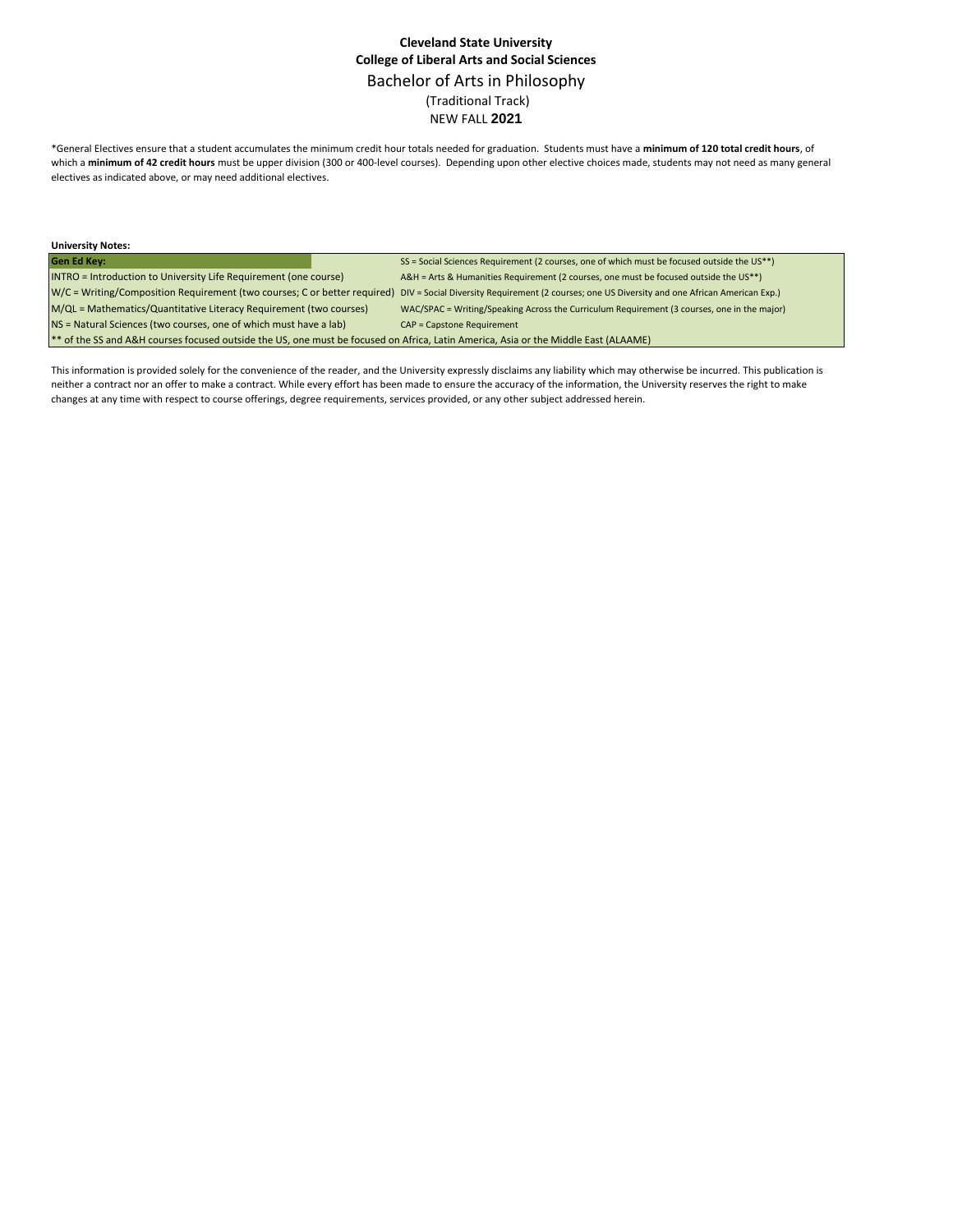**Cleveland State University**
**College of Liberal Arts and Social Sciences**

# Bachelor of Arts in Philosophy

(Traditional Track)
NEW FALL **2021**

*General Electives ensure that a student accumulates the minimum credit hour totals needed for graduation. Students must have a **minimum of 120 total credit hours**, of which a **minimum of 42 credit hours** must be upper division (300 or 400-level courses). Depending upon other elective choices made, students may not need as many general electives as indicated above, or may need additional electives.

**University Notes:**

| **Gen Ed Key:** | |
|---|---|
| INTRO = Introduction to University Life Requirement (one course) | SS = Social Sciences Requirement (2 courses, one of which must be focused outside the US**) |
| W/C = Writing/Composition Requirement (two courses; C or better required) | A&H = Arts & Humanities Requirement (2 courses, one must be focused outside the US**) |
| M/QL = Mathematics/Quantitative Literacy Requirement (two courses) | DIV = Social Diversity Requirement (2 courses; one US Diversity and one African American Exp.) |
| NS = Natural Sciences (two courses, one of which must have a lab) | WAC/SPAC = Writing/Speaking Across the Curriculum Requirement (3 courses, one in the major) |
| | CAP = Capstone Requirement |
| ** of the SS and A&H courses focused outside the US, one must be focused on Africa, Latin America, Asia or the Middle East (ALAAME) | |

This information is provided solely for the convenience of the reader, and the University expressly disclaims any liability which may otherwise be incurred. This publication is neither a contract nor an offer to make a contract. While every effort has been made to ensure the accuracy of the information, the University reserves the right to make changes at any time with respect to course offerings, degree requirements, services provided, or any other subject addressed herein.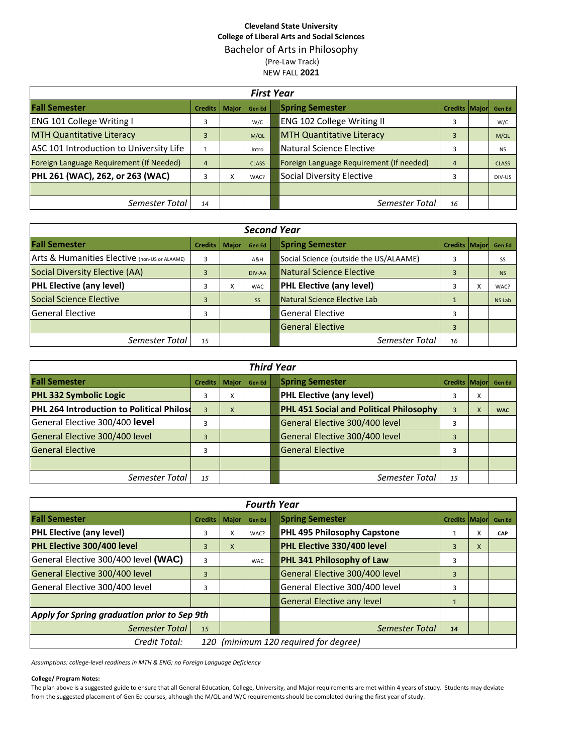**Cleveland State University**
**College of Liberal Arts and Social Sciences**

# Bachelor of Arts in Philosophy

(Pre-Law Track)

NEW FALL **2021**

| *First Year* | | | | | | | |
|---|---|---|---|---|---|---|---|
| **Fall Semester** | **Credits** | **Major** | **Gen Ed** | **Spring Semester** | **Credits** | **Major** | **Gen Ed** |
| ENG 101 College Writing I | 3 | | W/C | ENG 102 College Writing II | 3 | | W/C |
| MTH Quantitative Literacy | 3 | | M/QL | MTH Quantitative Literacy | 3 | | M/QL |
| ASC 101 Introduction to University Life | 1 | | Intro | Natural Science Elective | 3 | | NS |
| Foreign Language Requirement (If Needed) | 4 | | CLASS | Foreign Language Requirement (If needed) | 4 | | CLASS |
| **PHL 261 (WAC), 262, or 263 (WAC)** | 3 | X | WAC? | Social Diversity Elective | 3 | | DIV-US |
| | | | | | | | |
| *Semester Total* | *14* | | | *Semester Total* | *16* | | |

| *Second Year* | | | | | | | |
|---|---|---|---|---|---|---|---|
| **Fall Semester** | **Credits** | **Major** | **Gen Ed** | **Spring Semester** | **Credits** | **Major** | **Gen Ed** |
| Arts & Humanities Elective (non-US or ALAAME) | 3 | | A&H | Social Science (outside the US/ALAAME) | 3 | | SS |
| Social Diversity Elective (AA) | 3 | | DIV-AA | Natural Science Elective | 3 | | NS |
| **PHL Elective (any level)** | 3 | X | WAC | **PHL Elective (any level)** | 3 | X | WAC? |
| Social Science Elective | 3 | | SS | Natural Science Elective Lab | 1 | | NS Lab |
| General Elective | 3 | | | General Elective | 3 | | |
| | | | | General Elective | 3 | | |
| *Semester Total* | *15* | | | *Semester Total* | *16* | | |

| *Third Year* | | | | | | | |
|---|---|---|---|---|---|---|---|
| **Fall Semester** | **Credits** | **Major** | **Gen Ed** | **Spring Semester** | **Credits** | **Major** | **Gen Ed** |
| **PHL 332 Symbolic Logic** | 3 | X | | **PHL Elective (any level)** | 3 | X | |
| **PHL 264 Introduction to Political Philoso** | 3 | X | | **PHL 451 Social and Political Philosophy** | 3 | X | **WAC** |
| General Elective 300/400 **level** | 3 | | | General Elective 300/400 level | 3 | | |
| General Elective 300/400 level | 3 | | | General Elective 300/400 level | 3 | | |
| General Elective | 3 | | | General Elective | 3 | | |
| | | | | | | | |
| *Semester Total* | *15* | | | *Semester Total* | *15* | | |

| *Fourth Year* | | | | | | | |
|---|---|---|---|---|---|---|---|
| **Fall Semester** | **Credits** | **Major** | **Gen Ed** | **Spring Semester** | **Credits** | **Major** | **Gen Ed** |
| **PHL Elective (any level)** | 3 | X | WAC? | **PHL 495 Philosophy Capstone** | 1 | X | **CAP** |
| **PHL Elective 300/400 level** | 3 | X | | **PHL Elective 330/400 level** | 3 | X | |
| General Elective 300/400 level **(WAC)** | 3 | | WAC | **PHL 341 Philosophy of Law** | 3 | | |
| General Elective 300/400 level | 3 | | | General Elective 300/400 level | 3 | | |
| General Elective 300/400 level | 3 | | | General Elective 300/400 level | 3 | | |
| | | | | General Elective any level | 1 | | |
| ***Apply for Spring graduation prior to Sep 9th*** | | | | | | | |
| *Semester Total* | *15* | | | *Semester Total* | ***14*** | | |
| *Credit Total:* | *120 (minimum 120 required for degree)* | | | | | | |

*Assumptions: college-level readiness in MTH & ENG; no Foreign Language Deficiency*

**College/ Program Notes:**

The plan above is a suggested guide to ensure that all General Education, College, University, and Major requirements are met within 4 years of study. Students may deviate from the suggested placement of Gen Ed courses, although the M/QL and W/C requirements should be completed during the first year of study.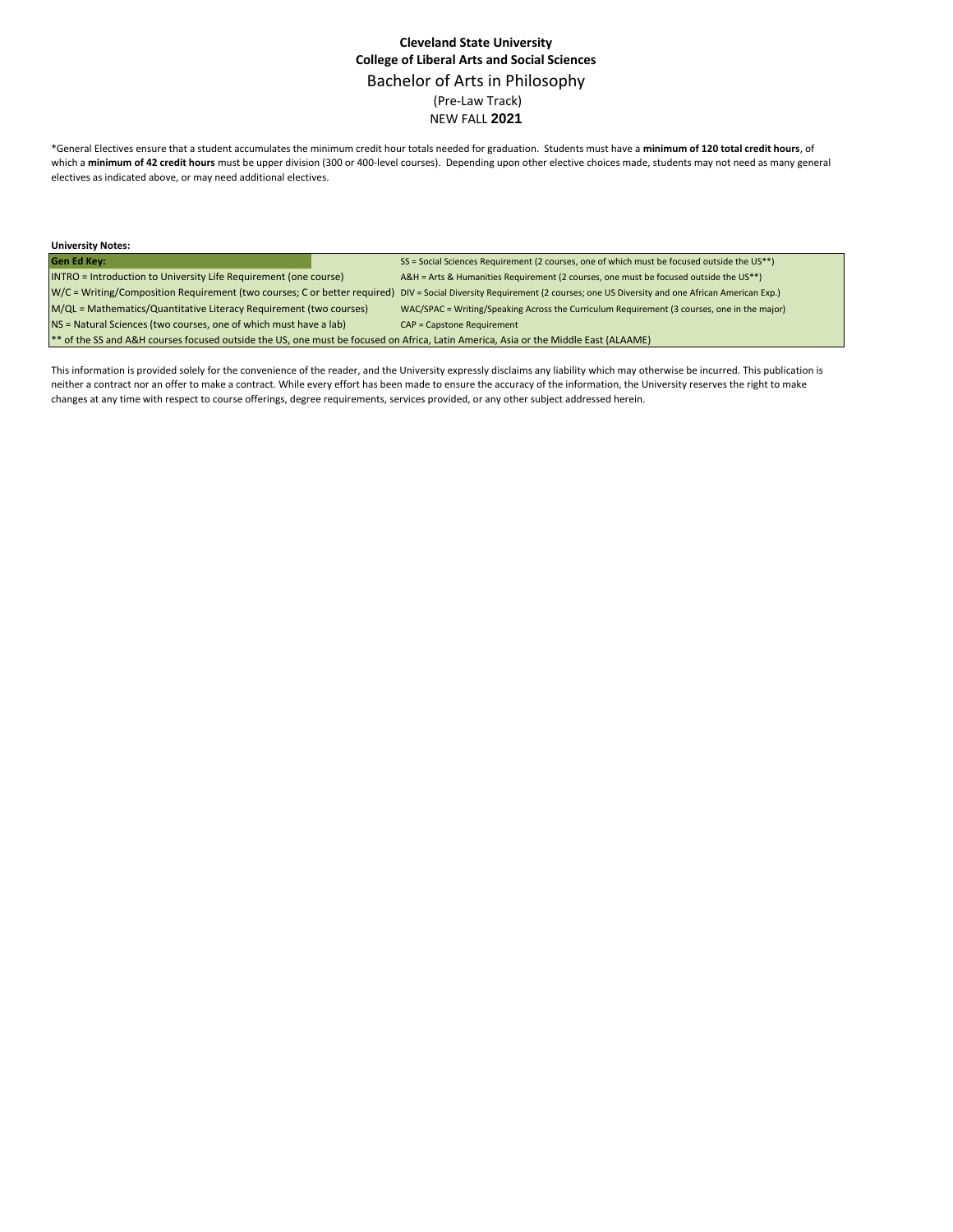**Cleveland State University**
**College of Liberal Arts and Social Sciences**
Bachelor of Arts in Philosophy
(Pre-Law Track)
NEW FALL **2021**

*General Electives ensure that a student accumulates the minimum credit hour totals needed for graduation. Students must have a **minimum of 120 total credit hours**, of which a **minimum of 42 credit hours** must be upper division (300 or 400-level courses). Depending upon other elective choices made, students may not need as many general electives as indicated above, or may need additional electives.

**University Notes:**

| | |
|---|---|
| **Gen Ed Key:** | SS = Social Sciences Requirement (2 courses, one of which must be focused outside the US**) |
| INTRO = Introduction to University Life Requirement (one course) | A&H = Arts & Humanities Requirement (2 courses, one must be focused outside the US**) |
| W/C = Writing/Composition Requirement (two courses; C or better required) | DIV = Social Diversity Requirement (2 courses; one US Diversity and one African American Exp.) |
| M/QL = Mathematics/Quantitative Literacy Requirement (two courses) | WAC/SPAC = Writing/Speaking Across the Curriculum Requirement (3 courses, one in the major) |
| NS = Natural Sciences (two courses, one of which must have a lab) | CAP = Capstone Requirement |
| ** of the SS and A&H courses focused outside the US, one must be focused on Africa, Latin America, Asia or the Middle East (ALAAME) | |

This information is provided solely for the convenience of the reader, and the University expressly disclaims any liability which may otherwise be incurred. This publication is neither a contract nor an offer to make a contract. While every effort has been made to ensure the accuracy of the information, the University reserves the right to make changes at any time with respect to course offerings, degree requirements, services provided, or any other subject addressed herein.